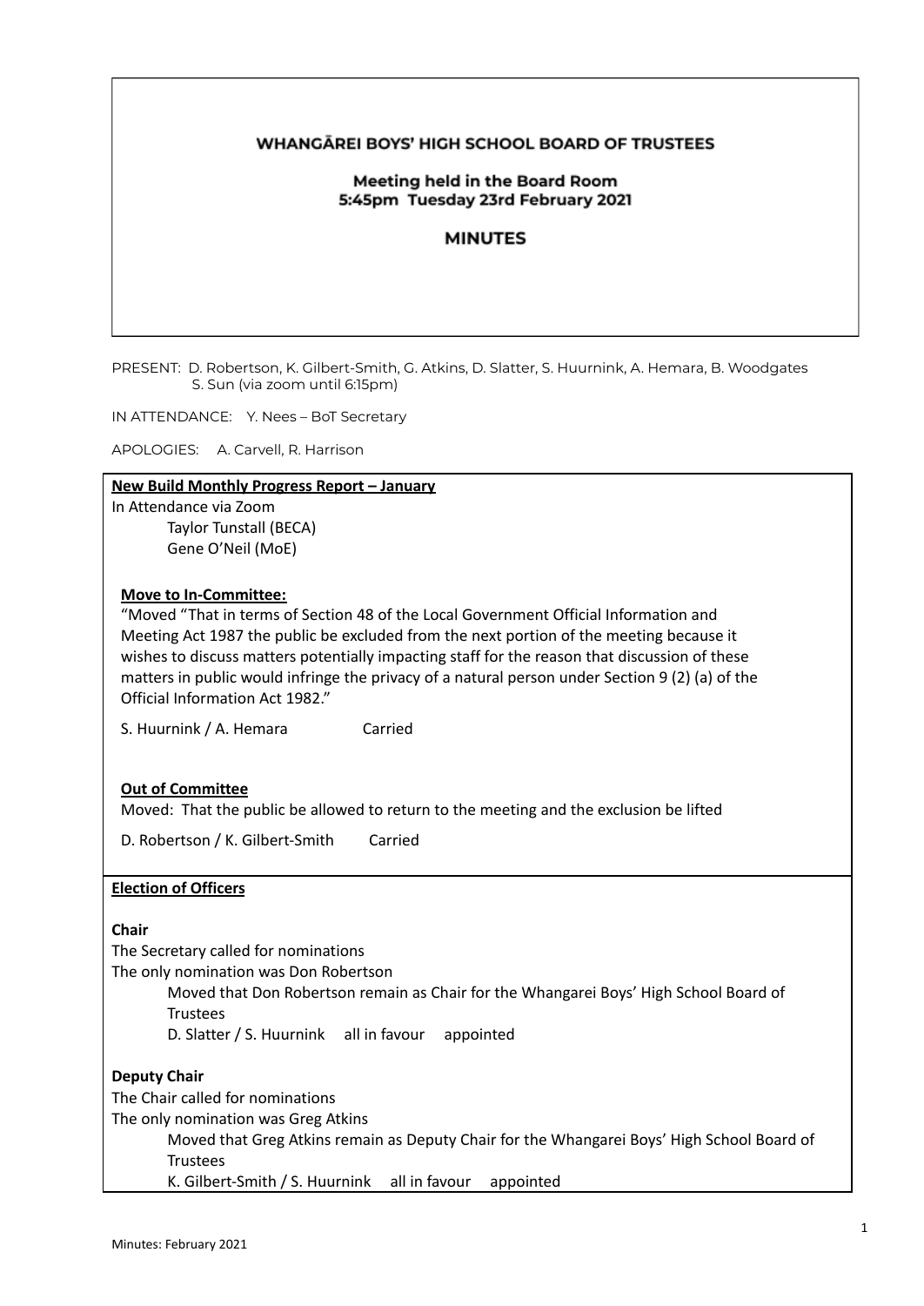# WHANGĀREI BOYS' HIGH SCHOOL BOARD OF TRUSTEES

## Meeting held in the Board Room
## 5:45pm Tuesday 23rd February 2021

## MINUTES

PRESENT: D. Robertson, K. Gilbert-Smith, G. Atkins, D. Slatter, S. Huurnink, A. Hemara, B. Woodgates
S. Sun (via zoom until 6:15pm)

IN ATTENDANCE: Y. Nees – BoT Secretary

APOLOGIES: A. Carvell, R. Harrison

**New Build Monthly Progress Report – January**

In Attendance via Zoom
- Taylor Tunstall (BECA)
- Gene O'Neil (MoE)

**Move to In-Committee:**

"Moved "That in terms of Section 48 of the Local Government Official Information and Meeting Act 1987 the public be excluded from the next portion of the meeting because it wishes to discuss matters potentially impacting staff for the reason that discussion of these matters in public would infringe the privacy of a natural person under Section 9 (2) (a) of the Official Information Act 1982."

S. Huurnink / A. Hemara Carried

**Out of Committee**

Moved: That the public be allowed to return to the meeting and the exclusion be lifted

D. Robertson / K. Gilbert-Smith Carried

**Election of Officers**

**Chair**

The Secretary called for nominations
The only nomination was Don Robertson

Moved that Don Robertson remain as Chair for the Whangarei Boys' High School Board of Trustees
D. Slatter / S. Huurnink all in favour appointed

**Deputy Chair**

The Chair called for nominations
The only nomination was Greg Atkins

Moved that Greg Atkins remain as Deputy Chair for the Whangarei Boys' High School Board of Trustees
K. Gilbert-Smith / S. Huurnink all in favour appointed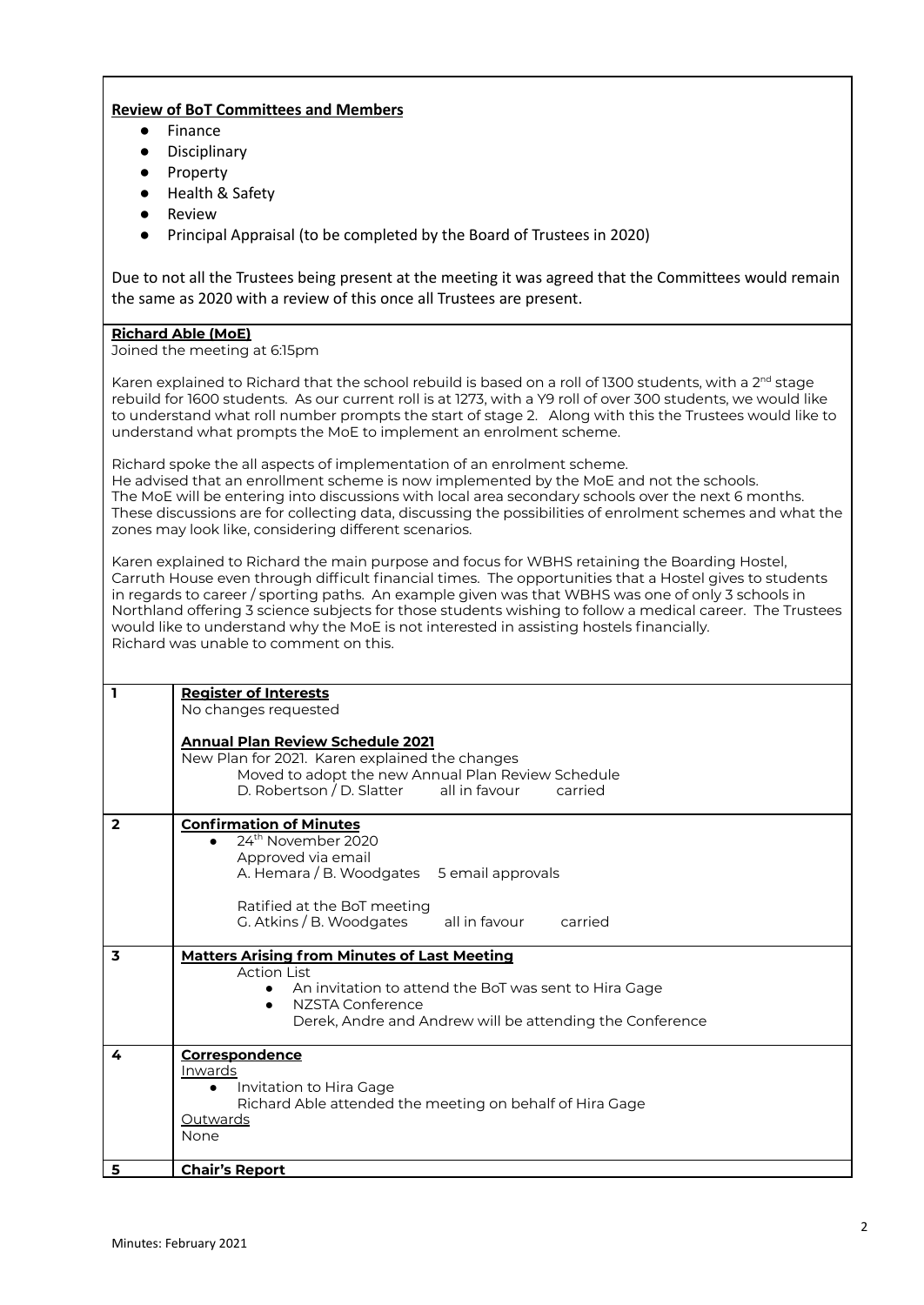**Review of BoT Committees and Members**

- Finance
- Disciplinary
- Property
- Health & Safety
- Review
- Principal Appraisal (to be completed by the Board of Trustees in 2020)

Due to not all the Trustees being present at the meeting it was agreed that the Committees would remain the same as 2020 with a review of this once all Trustees are present.

**Richard Able (MoE)**

Joined the meeting at 6:15pm

Karen explained to Richard that the school rebuild is based on a roll of 1300 students, with a 2nd stage rebuild for 1600 students. As our current roll is at 1273, with a Y9 roll of over 300 students, we would like to understand what roll number prompts the start of stage 2. Along with this the Trustees would like to understand what prompts the MoE to implement an enrolment scheme.

Richard spoke the all aspects of implementation of an enrolment scheme.
He advised that an enrollment scheme is now implemented by the MoE and not the schools.
The MoE will be entering into discussions with local area secondary schools over the next 6 months.
These discussions are for collecting data, discussing the possibilities of enrolment schemes and what the zones may look like, considering different scenarios.

Karen explained to Richard the main purpose and focus for WBHS retaining the Boarding Hostel, Carruth House even through difficult financial times. The opportunities that a Hostel gives to students in regards to career / sporting paths. An example given was that WBHS was one of only 3 schools in Northland offering 3 science subjects for those students wishing to follow a medical career. The Trustees would like to understand why the MoE is not interested in assisting hostels financially.
Richard was unable to comment on this.

| | |
|---|---|
| **1** | **Register of Interests**<br>No changes requested<br><br>**Annual Plan Review Schedule 2021**<br>New Plan for 2021. Karen explained the changes<br>Moved to adopt the new Annual Plan Review Schedule<br>D. Robertson / D. Slatter all in favour carried |
| **2** | **Confirmation of Minutes**<br>• 24th November 2020<br>Approved via email<br>A. Hemara / B. Woodgates 5 email approvals<br><br>Ratified at the BoT meeting<br>G. Atkins / B. Woodgates all in favour carried |
| **3** | **Matters Arising from Minutes of Last Meeting**<br>Action List<br>• An invitation to attend the BoT was sent to Hira Gage<br>• NZSTA Conference<br>Derek, Andre and Andrew will be attending the Conference |
| **4** | **Correspondence**<br>Inwards<br>• Invitation to Hira Gage<br>Richard Able attended the meeting on behalf of Hira Gage<br>Outwards<br>None |
| **5** | **Chair's Report** |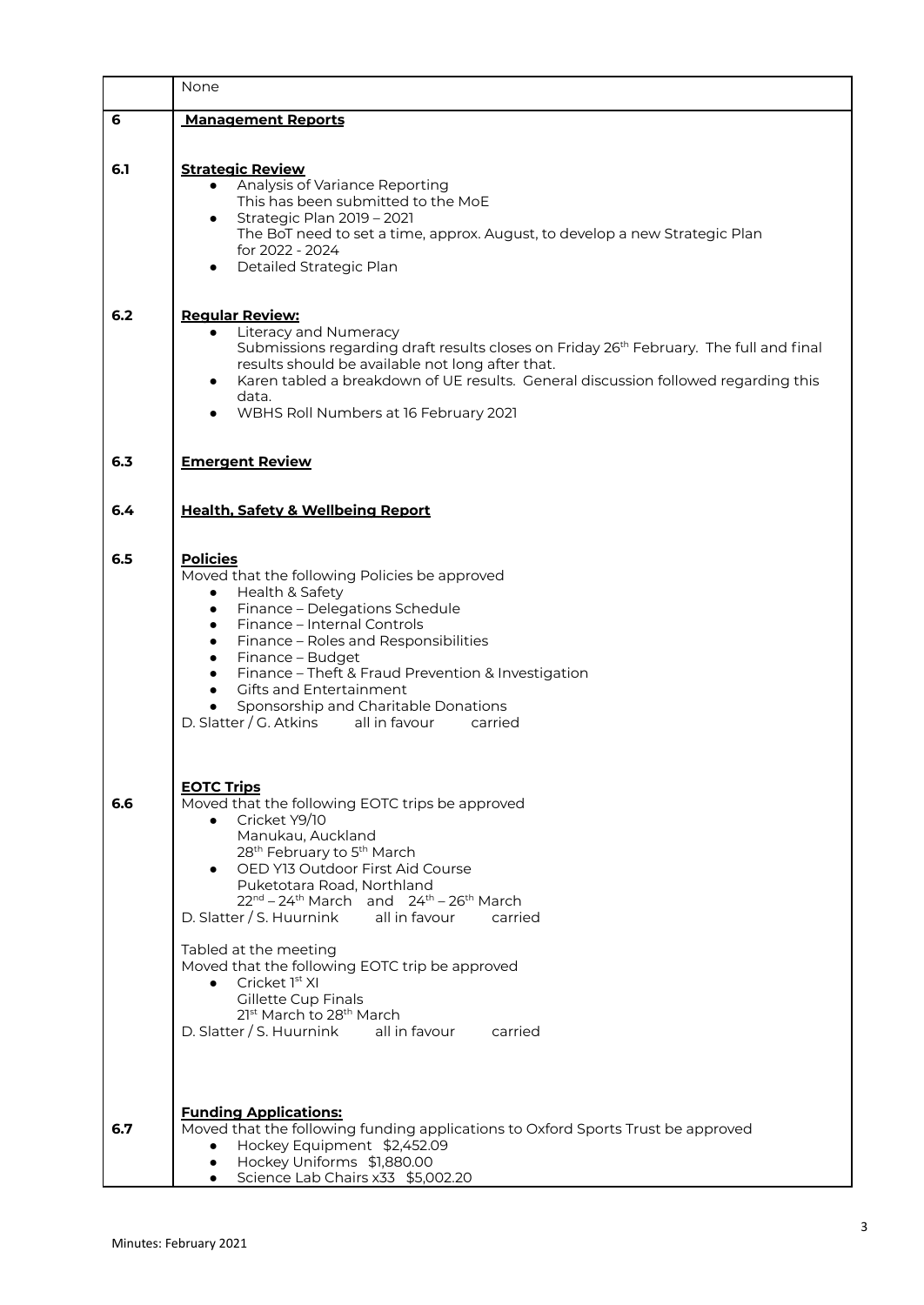| | |
|---|---|
| | None |
| **6** | **Management Reports** |
| **6.1** | **Strategic Review**<br>• Analysis of Variance Reporting<br>This has been submitted to the MoE<br>• Strategic Plan 2019 – 2021<br>The BoT need to set a time, approx. August, to develop a new Strategic Plan for 2022 - 2024<br>• Detailed Strategic Plan |
| **6.2** | **Regular Review:**<br>• Literacy and Numeracy<br>Submissions regarding draft results closes on Friday 26th February. The full and final results should be available not long after that.<br>• Karen tabled a breakdown of UE results. General discussion followed regarding this data.<br>• WBHS Roll Numbers at 16 February 2021 |
| **6.3** | **Emergent Review** |
| **6.4** | **Health, Safety & Wellbeing Report** |
| **6.5** | **Policies**<br>Moved that the following Policies be approved<br>• Health & Safety<br>• Finance – Delegations Schedule<br>• Finance – Internal Controls<br>• Finance – Roles and Responsibilities<br>• Finance – Budget<br>• Finance – Theft & Fraud Prevention & Investigation<br>• Gifts and Entertainment<br>• Sponsorship and Charitable Donations<br>D. Slatter / G. Atkins all in favour carried |
| **6.6** | **EOTC Trips**<br>Moved that the following EOTC trips be approved<br>• Cricket Y9/10<br>Manukau, Auckland<br>28th February to 5th March<br>• OED Y13 Outdoor First Aid Course<br>Puketotara Road, Northland<br>22nd – 24th March and 24th – 26th March<br>D. Slatter / S. Huurnink all in favour carried<br><br>Tabled at the meeting<br>Moved that the following EOTC trip be approved<br>• Cricket 1st XI<br>Gillette Cup Finals<br>21st March to 28th March<br>D. Slatter / S. Huurnink all in favour carried |
| **6.7** | **Funding Applications:**<br>Moved that the following funding applications to Oxford Sports Trust be approved<br>• Hockey Equipment $2,452.09<br>• Hockey Uniforms $1,880.00<br>• Science Lab Chairs x33 $5,002.20 |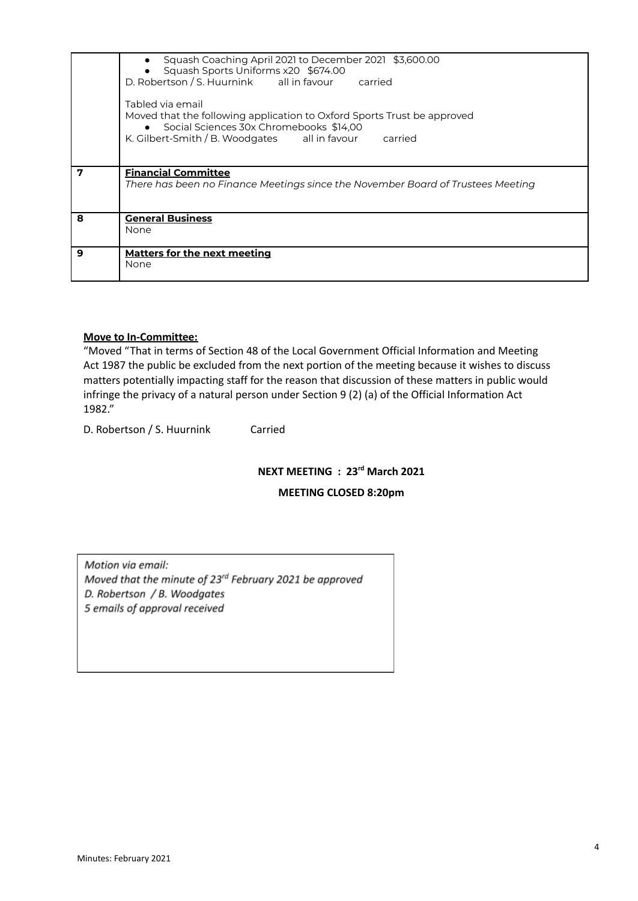| | |
|---|---|
| | • Squash Coaching April 2021 to December 2021 $3,600.00<br>• Squash Sports Uniforms x20 $674.00<br>D. Robertson / S. Huurnink all in favour carried<br><br>Tabled via email<br>Moved that the following application to Oxford Sports Trust be approved<br>• Social Sciences 30x Chromebooks $14,00<br>K. Gilbert-Smith / B. Woodgates all in favour carried |
| **7** | **<u>Financial Committee</u>**<br>*There has been no Finance Meetings since the November Board of Trustees Meeting* |
| **8** | **<u>General Business</u>**<br>None |
| **9** | **<u>Matters for the next meeting</u>**<br>None |

**<u>Move to In-Committee:</u>**

"Moved "That in terms of Section 48 of the Local Government Official Information and Meeting Act 1987 the public be excluded from the next portion of the meeting because it wishes to discuss matters potentially impacting staff for the reason that discussion of these matters in public would infringe the privacy of a natural person under Section 9 (2) (a) of the Official Information Act 1982."

D. Robertson / S. Huurnink Carried

**NEXT MEETING : 23rd March 2021**

**MEETING CLOSED 8:20pm**

*Motion via email:*
*Moved that the minute of 23rd February 2021 be approved*
*D. Robertson / B. Woodgates*
*5 emails of approval received*